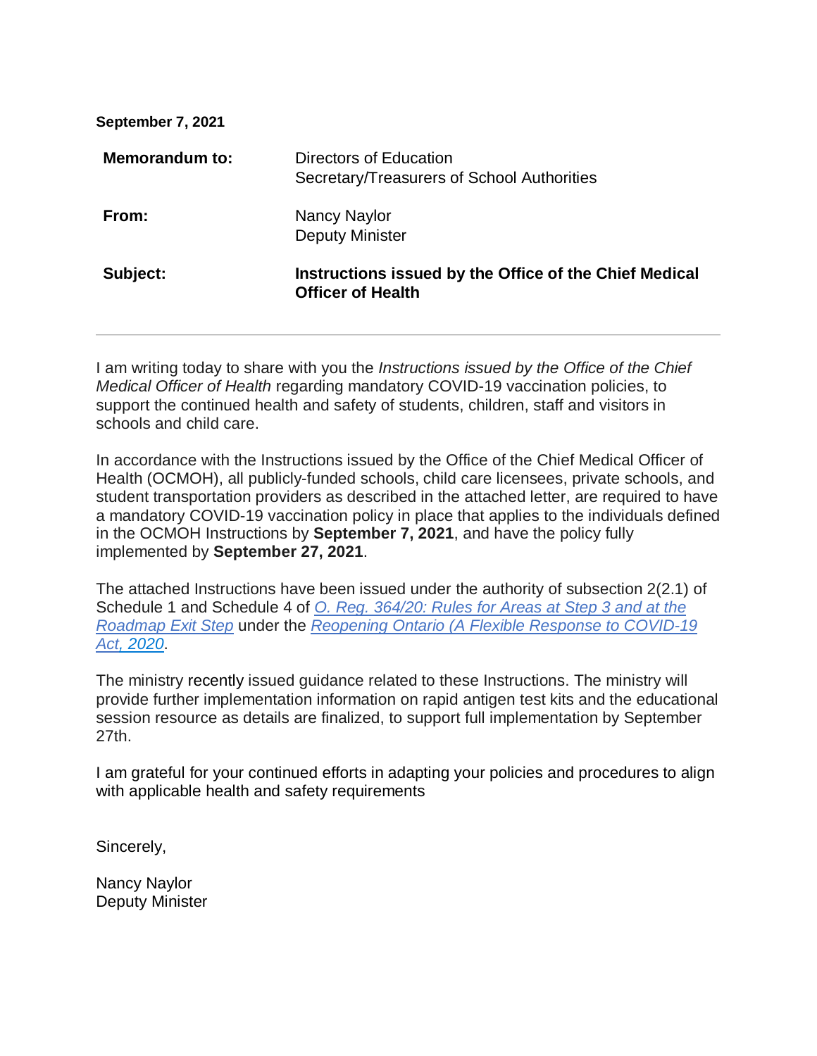**September 7, 2021**

| | |
|---|---|
| **Memorandum to:** | Directors of Education<br>Secretary/Treasurers of School Authorities |
| **From:** | Nancy Naylor<br>Deputy Minister |
| **Subject:** | **Instructions issued by the Office of the Chief Medical Officer of Health** |

---

I am writing today to share with you the *Instructions issued by the Office of the Chief Medical Officer of Health* regarding mandatory COVID-19 vaccination policies, to support the continued health and safety of students, children, staff and visitors in schools and child care.

In accordance with the Instructions issued by the Office of the Chief Medical Officer of Health (OCMOH), all publicly-funded schools, child care licensees, private schools, and student transportation providers as described in the attached letter, are required to have a mandatory COVID-19 vaccination policy in place that applies to the individuals defined in the OCMOH Instructions by **September 7, 2021**, and have the policy fully implemented by **September 27, 2021**.

The attached Instructions have been issued under the authority of subsection 2(2.1) of Schedule 1 and Schedule 4 of *O. Reg. 364/20: Rules for Areas at Step 3 and at the Roadmap Exit Step* under the *Reopening Ontario (A Flexible Response to COVID-19 Act, 2020*.

The ministry recently issued guidance related to these Instructions. The ministry will provide further implementation information on rapid antigen test kits and the educational session resource as details are finalized, to support full implementation by September 27th.

I am grateful for your continued efforts in adapting your policies and procedures to align with applicable health and safety requirements

Sincerely,

Nancy Naylor
Deputy Minister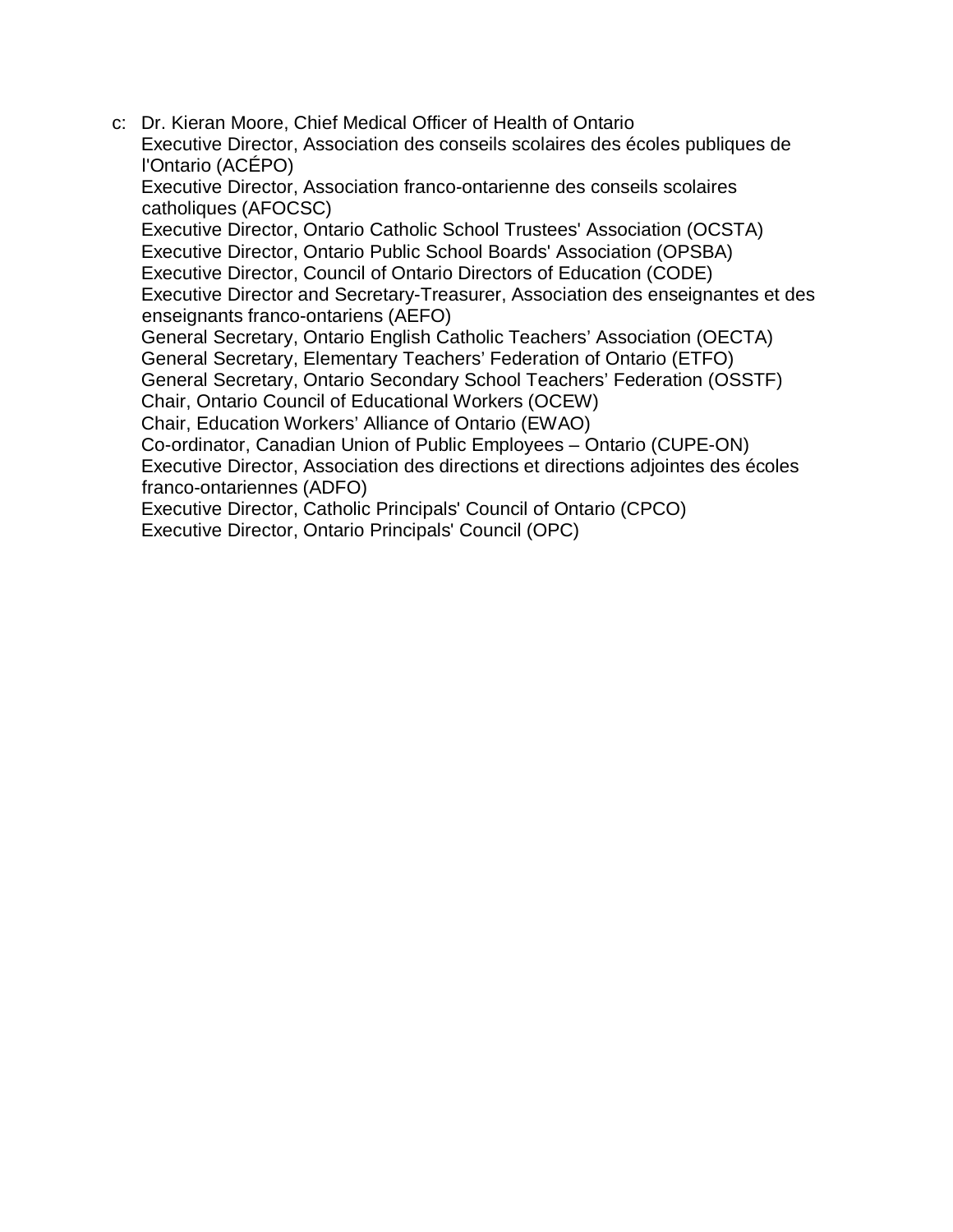c: Dr. Kieran Moore, Chief Medical Officer of Health of Ontario
Executive Director, Association des conseils scolaires des écoles publiques de l'Ontario (ACÉPO)
Executive Director, Association franco-ontarienne des conseils scolaires catholiques (AFOCSC)
Executive Director, Ontario Catholic School Trustees' Association (OCSTA)
Executive Director, Ontario Public School Boards' Association (OPSBA)
Executive Director, Council of Ontario Directors of Education (CODE)
Executive Director and Secretary-Treasurer, Association des enseignantes et des enseignants franco-ontariens (AEFO)
General Secretary, Ontario English Catholic Teachers' Association (OECTA)
General Secretary, Elementary Teachers' Federation of Ontario (ETFO)
General Secretary, Ontario Secondary School Teachers' Federation (OSSTF)
Chair, Ontario Council of Educational Workers (OCEW)
Chair, Education Workers' Alliance of Ontario (EWAO)
Co-ordinator, Canadian Union of Public Employees – Ontario (CUPE-ON)
Executive Director, Association des directions et directions adjointes des écoles franco-ontariennes (ADFO)
Executive Director, Catholic Principals' Council of Ontario (CPCO)
Executive Director, Ontario Principals' Council (OPC)